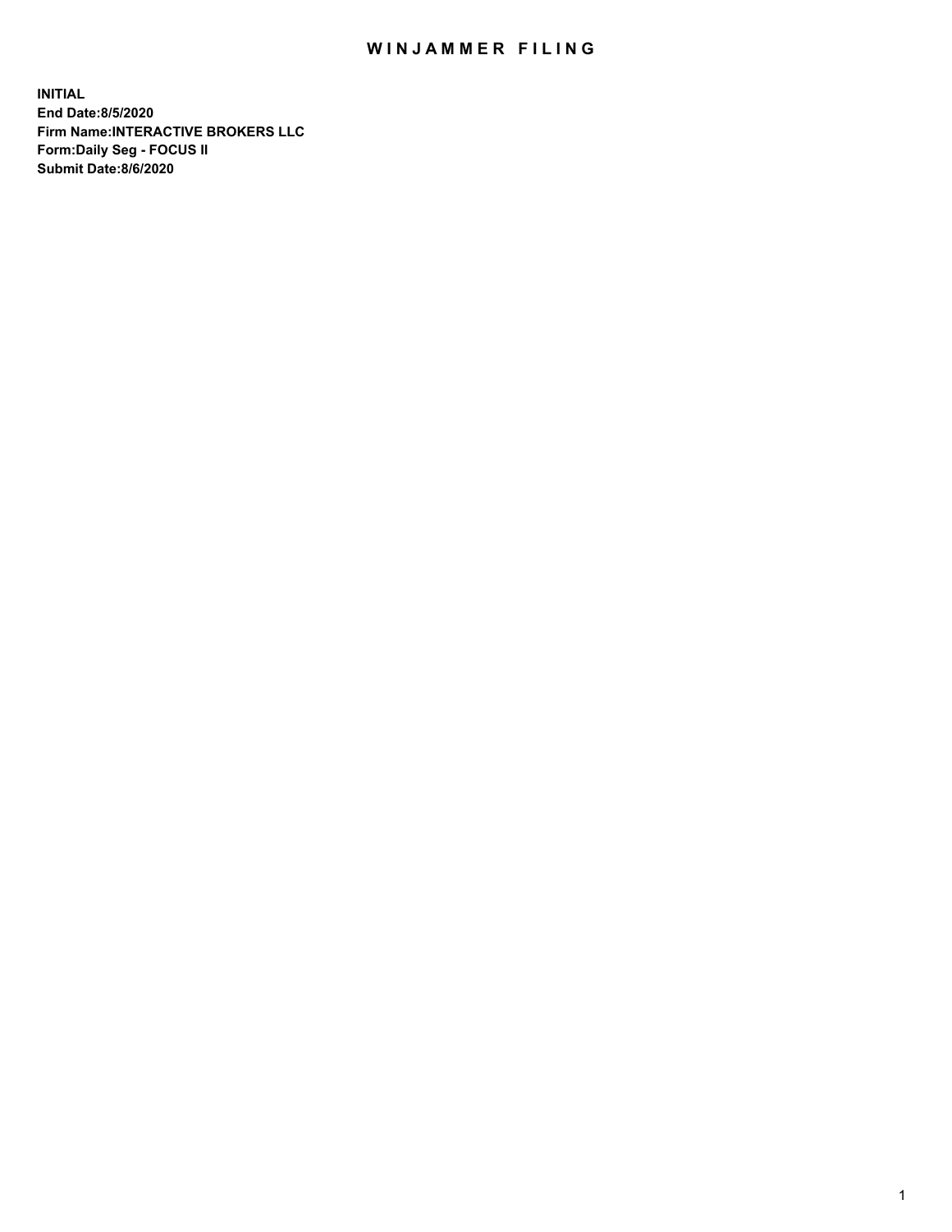# WINJAMMER FILING

**INITIAL**
**End Date:8/5/2020**
**Firm Name:INTERACTIVE BROKERS LLC**
**Form:Daily Seg - FOCUS II**
**Submit Date:8/6/2020**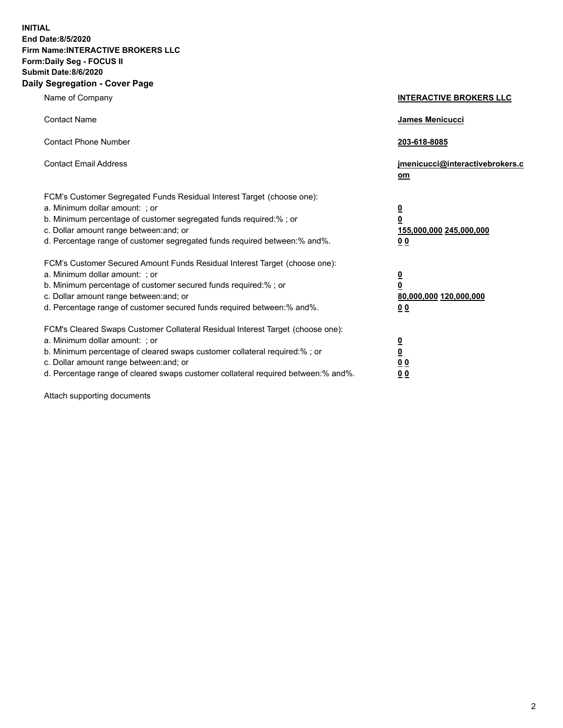**INITIAL**
**End Date:8/5/2020**
**Firm Name:INTERACTIVE BROKERS LLC**
**Form:Daily Seg - FOCUS II**
**Submit Date:8/6/2020**

## Daily Segregation - Cover Page

| | |
|---|---|
| Name of Company | **INTERACTIVE BROKERS LLC** |
| Contact Name | **James Menicucci** |
| Contact Phone Number | **203-618-8085** |
| Contact Email Address | **jmenicucci@interactivebrokers.com** |

| | |
|---|---|
| FCM's Customer Segregated Funds Residual Interest Target (choose one): | |
| a. Minimum dollar amount: ; or | **0** |
| b. Minimum percentage of customer segregated funds required:% ; or | **0** |
| c. Dollar amount range between:and; or | **155,000,000 245,000,000** |
| d. Percentage range of customer segregated funds required between:% and%. | **0 0** |
| FCM's Customer Secured Amount Funds Residual Interest Target (choose one): | |
| a. Minimum dollar amount: ; or | **0** |
| b. Minimum percentage of customer secured funds required:% ; or | **0** |
| c. Dollar amount range between:and; or | **80,000,000 120,000,000** |
| d. Percentage range of customer secured funds required between:% and%. | **0 0** |
| FCM's Cleared Swaps Customer Collateral Residual Interest Target (choose one): | |
| a. Minimum dollar amount: ; or | **0** |
| b. Minimum percentage of cleared swaps customer collateral required:% ; or | **0** |
| c. Dollar amount range between:and; or | **0 0** |
| d. Percentage range of cleared swaps customer collateral required between:% and%. | **0 0** |

Attach supporting documents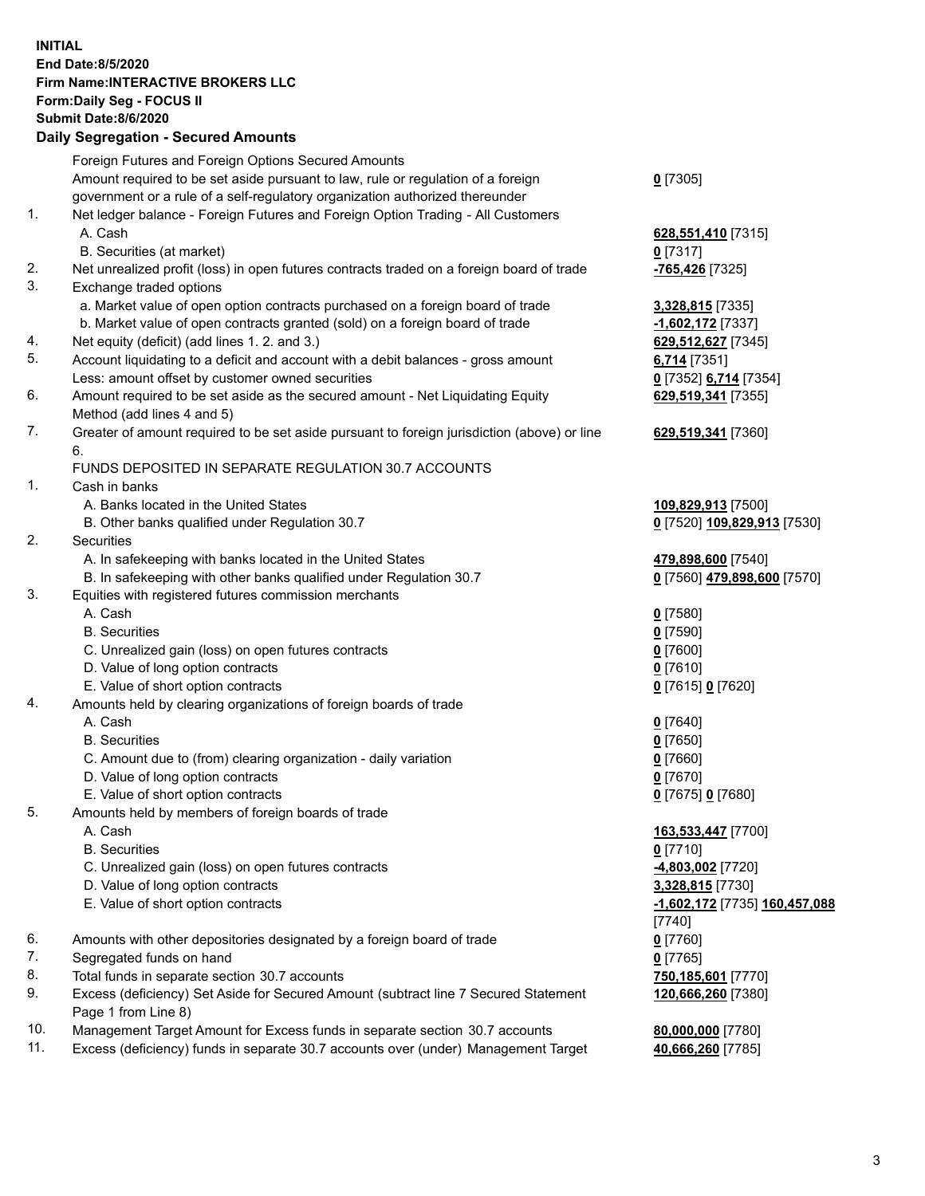**INITIAL**
**End Date:8/5/2020**
**Firm Name:INTERACTIVE BROKERS LLC**
**Form:Daily Seg - FOCUS II**
**Submit Date:8/6/2020**

### Daily Segregation - Secured Amounts

| | | |
|---|---|---|
| | Foreign Futures and Foreign Options Secured Amounts | |
| | Amount required to be set aside pursuant to law, rule or regulation of a foreign government or a rule of a self-regulatory organization authorized thereunder | **0** [7305] |
| 1. | Net ledger balance - Foreign Futures and Foreign Option Trading - All Customers | |
| | A. Cash | **628,551,410** [7315] |
| | B. Securities (at market) | **0** [7317] |
| 2. | Net unrealized profit (loss) in open futures contracts traded on a foreign board of trade | **-765,426** [7325] |
| 3. | Exchange traded options | |
| | a. Market value of open option contracts purchased on a foreign board of trade | **3,328,815** [7335] |
| | b. Market value of open contracts granted (sold) on a foreign board of trade | **-1,602,172** [7337] |
| 4. | Net equity (deficit) (add lines 1. 2. and 3.) | **629,512,627** [7345] |
| 5. | Account liquidating to a deficit and account with a debit balances - gross amount | **6,714** [7351] |
| | Less: amount offset by customer owned securities | **0** [7352] **6,714** [7354] |
| 6. | Amount required to be set aside as the secured amount - Net Liquidating Equity Method (add lines 4 and 5) | **629,519,341** [7355] |
| 7. | Greater of amount required to be set aside pursuant to foreign jurisdiction (above) or line 6. | **629,519,341** [7360] |
| | FUNDS DEPOSITED IN SEPARATE REGULATION 30.7 ACCOUNTS | |
| 1. | Cash in banks | |
| | A. Banks located in the United States | **109,829,913** [7500] |
| | B. Other banks qualified under Regulation 30.7 | **0** [7520] **109,829,913** [7530] |
| 2. | Securities | |
| | A. In safekeeping with banks located in the United States | **479,898,600** [7540] |
| | B. In safekeeping with other banks qualified under Regulation 30.7 | **0** [7560] **479,898,600** [7570] |
| 3. | Equities with registered futures commission merchants | |
| | A. Cash | **0** [7580] |
| | B. Securities | **0** [7590] |
| | C. Unrealized gain (loss) on open futures contracts | **0** [7600] |
| | D. Value of long option contracts | **0** [7610] |
| | E. Value of short option contracts | **0** [7615] **0** [7620] |
| 4. | Amounts held by clearing organizations of foreign boards of trade | |
| | A. Cash | **0** [7640] |
| | B. Securities | **0** [7650] |
| | C. Amount due to (from) clearing organization - daily variation | **0** [7660] |
| | D. Value of long option contracts | **0** [7670] |
| | E. Value of short option contracts | **0** [7675] **0** [7680] |
| 5. | Amounts held by members of foreign boards of trade | |
| | A. Cash | **163,533,447** [7700] |
| | B. Securities | **0** [7710] |
| | C. Unrealized gain (loss) on open futures contracts | **-4,803,002** [7720] |
| | D. Value of long option contracts | **3,328,815** [7730] |
| | E. Value of short option contracts | **-1,602,172** [7735] **160,457,088** [7740] |
| 6. | Amounts with other depositories designated by a foreign board of trade | **0** [7760] |
| 7. | Segregated funds on hand | **0** [7765] |
| 8. | Total funds in separate section 30.7 accounts | **750,185,601** [7770] |
| 9. | Excess (deficiency) Set Aside for Secured Amount (subtract line 7 Secured Statement Page 1 from Line 8) | **120,666,260** [7380] |
| 10. | Management Target Amount for Excess funds in separate section 30.7 accounts | **80,000,000** [7780] |
| 11. | Excess (deficiency) funds in separate 30.7 accounts over (under) Management Target | **40,666,260** [7785] |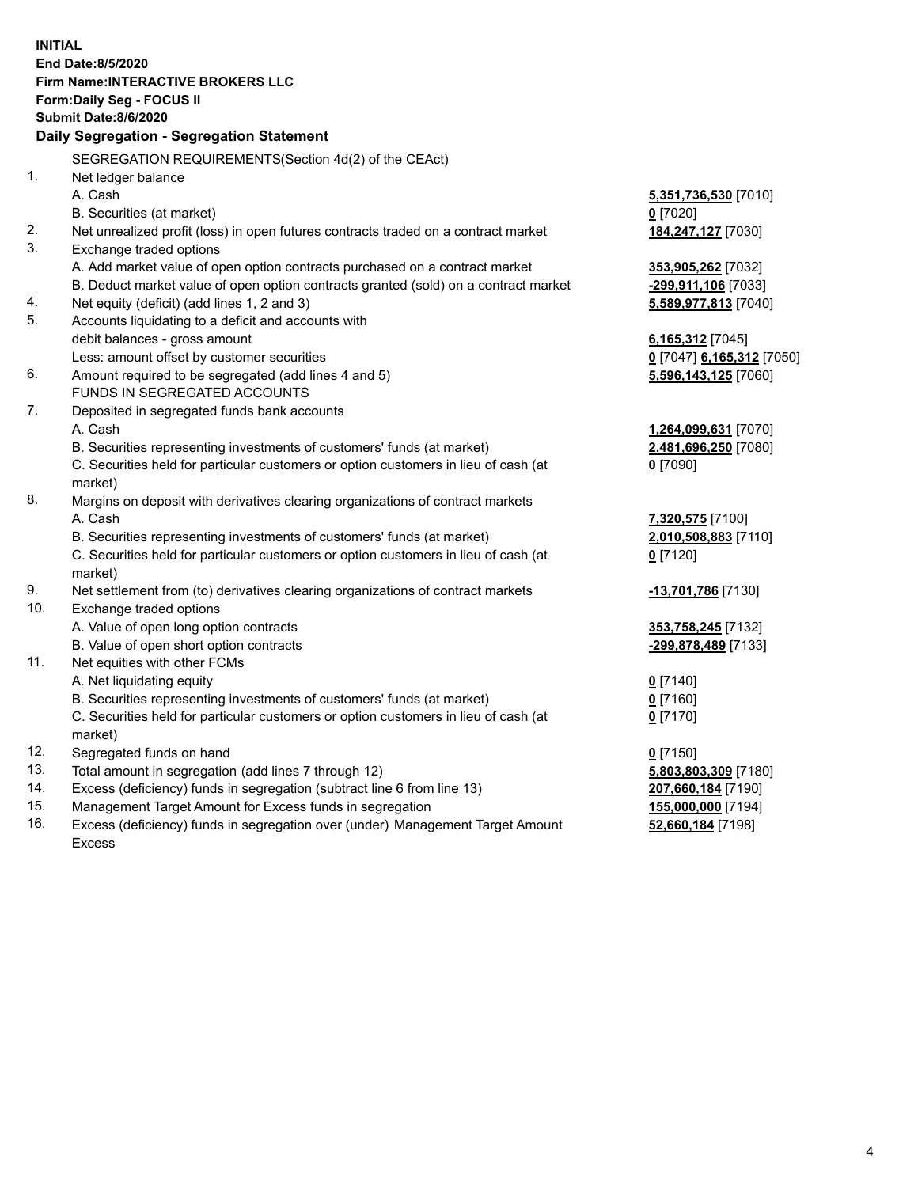**INITIAL**
**End Date:8/5/2020**
**Firm Name:INTERACTIVE BROKERS LLC**
**Form:Daily Seg - FOCUS II**
**Submit Date:8/6/2020**

### Daily Segregation - Segregation Statement

| | | |
|---|---|---|
| | SEGREGATION REQUIREMENTS(Section 4d(2) of the CEAct) | |
| 1. | Net ledger balance | |
| | A. Cash | **5,351,736,530** [7010] |
| | B. Securities (at market) | **0** [7020] |
| 2. | Net unrealized profit (loss) in open futures contracts traded on a contract market | **184,247,127** [7030] |
| 3. | Exchange traded options | |
| | A. Add market value of open option contracts purchased on a contract market | **353,905,262** [7032] |
| | B. Deduct market value of open option contracts granted (sold) on a contract market | **-299,911,106** [7033] |
| 4. | Net equity (deficit) (add lines 1, 2 and 3) | **5,589,977,813** [7040] |
| 5. | Accounts liquidating to a deficit and accounts with debit balances - gross amount | **6,165,312** [7045] |
| | Less: amount offset by customer securities | **0** [7047] **6,165,312** [7050] |
| 6. | Amount required to be segregated (add lines 4 and 5) | **5,596,143,125** [7060] |
| | FUNDS IN SEGREGATED ACCOUNTS | |
| 7. | Deposited in segregated funds bank accounts | |
| | A. Cash | **1,264,099,631** [7070] |
| | B. Securities representing investments of customers' funds (at market) | **2,481,696,250** [7080] |
| | C. Securities held for particular customers or option customers in lieu of cash (at market) | **0** [7090] |
| 8. | Margins on deposit with derivatives clearing organizations of contract markets | |
| | A. Cash | **7,320,575** [7100] |
| | B. Securities representing investments of customers' funds (at market) | **2,010,508,883** [7110] |
| | C. Securities held for particular customers or option customers in lieu of cash (at market) | **0** [7120] |
| 9. | Net settlement from (to) derivatives clearing organizations of contract markets | **-13,701,786** [7130] |
| 10. | Exchange traded options | |
| | A. Value of open long option contracts | **353,758,245** [7132] |
| | B. Value of open short option contracts | **-299,878,489** [7133] |
| 11. | Net equities with other FCMs | |
| | A. Net liquidating equity | **0** [7140] |
| | B. Securities representing investments of customers' funds (at market) | **0** [7160] |
| | C. Securities held for particular customers or option customers in lieu of cash (at market) | **0** [7170] |
| 12. | Segregated funds on hand | **0** [7150] |
| 13. | Total amount in segregation (add lines 7 through 12) | **5,803,803,309** [7180] |
| 14. | Excess (deficiency) funds in segregation (subtract line 6 from line 13) | **207,660,184** [7190] |
| 15. | Management Target Amount for Excess funds in segregation | **155,000,000** [7194] |
| 16. | Excess (deficiency) funds in segregation over (under) Management Target Amount Excess | **52,660,184** [7198] |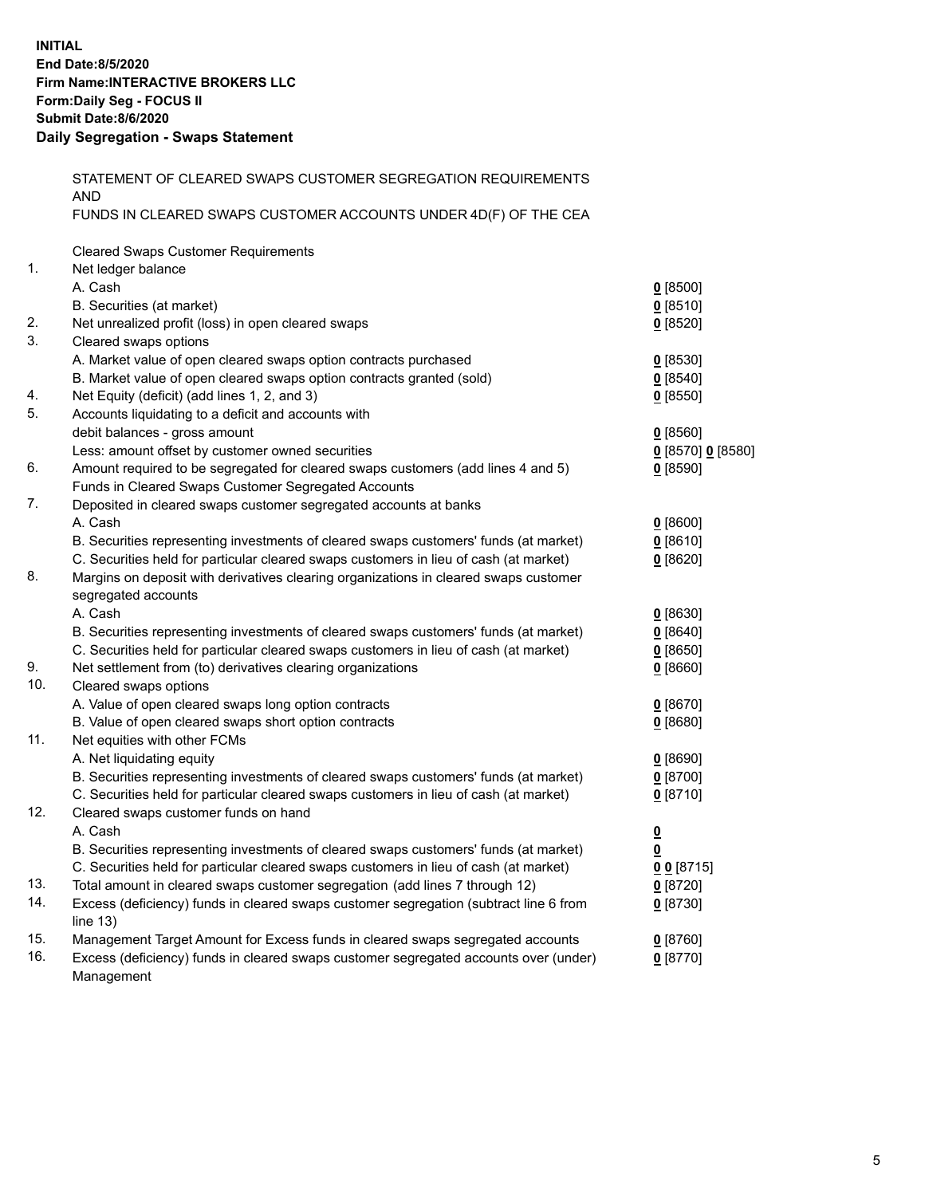**INITIAL**
**End Date:8/5/2020**
**Firm Name:INTERACTIVE BROKERS LLC**
**Form:Daily Seg - FOCUS II**
**Submit Date:8/6/2020**
**Daily Segregation - Swaps Statement**

STATEMENT OF CLEARED SWAPS CUSTOMER SEGREGATION REQUIREMENTS AND FUNDS IN CLEARED SWAPS CUSTOMER ACCOUNTS UNDER 4D(F) OF THE CEA

| | | |
|---|---|---|
| | Cleared Swaps Customer Requirements | |
| 1. | Net ledger balance | |
| | A. Cash | 0 [8500] |
| | B. Securities (at market) | 0 [8510] |
| 2. | Net unrealized profit (loss) in open cleared swaps | 0 [8520] |
| 3. | Cleared swaps options | |
| | A. Market value of open cleared swaps option contracts purchased | 0 [8530] |
| | B. Market value of open cleared swaps option contracts granted (sold) | 0 [8540] |
| 4. | Net Equity (deficit) (add lines 1, 2, and 3) | 0 [8550] |
| 5. | Accounts liquidating to a deficit and accounts with debit balances - gross amount | 0 [8560] |
| | Less: amount offset by customer owned securities | 0 [8570] 0 [8580] |
| 6. | Amount required to be segregated for cleared swaps customers (add lines 4 and 5) | 0 [8590] |
| | Funds in Cleared Swaps Customer Segregated Accounts | |
| 7. | Deposited in cleared swaps customer segregated accounts at banks | |
| | A. Cash | 0 [8600] |
| | B. Securities representing investments of cleared swaps customers' funds (at market) | 0 [8610] |
| | C. Securities held for particular cleared swaps customers in lieu of cash (at market) | 0 [8620] |
| 8. | Margins on deposit with derivatives clearing organizations in cleared swaps customer segregated accounts | |
| | A. Cash | 0 [8630] |
| | B. Securities representing investments of cleared swaps customers' funds (at market) | 0 [8640] |
| | C. Securities held for particular cleared swaps customers in lieu of cash (at market) | 0 [8650] |
| 9. | Net settlement from (to) derivatives clearing organizations | 0 [8660] |
| 10. | Cleared swaps options | |
| | A. Value of open cleared swaps long option contracts | 0 [8670] |
| | B. Value of open cleared swaps short option contracts | 0 [8680] |
| 11. | Net equities with other FCMs | |
| | A. Net liquidating equity | 0 [8690] |
| | B. Securities representing investments of cleared swaps customers' funds (at market) | 0 [8700] |
| | C. Securities held for particular cleared swaps customers in lieu of cash (at market) | 0 [8710] |
| 12. | Cleared swaps customer funds on hand | |
| | A. Cash | 0 |
| | B. Securities representing investments of cleared swaps customers' funds (at market) | 0 |
| | C. Securities held for particular cleared swaps customers in lieu of cash (at market) | 0 0 [8715] |
| 13. | Total amount in cleared swaps customer segregation (add lines 7 through 12) | 0 [8720] |
| 14. | Excess (deficiency) funds in cleared swaps customer segregation (subtract line 6 from line 13) | 0 [8730] |
| 15. | Management Target Amount for Excess funds in cleared swaps segregated accounts | 0 [8760] |
| 16. | Excess (deficiency) funds in cleared swaps customer segregated accounts over (under) Management | 0 [8770] |